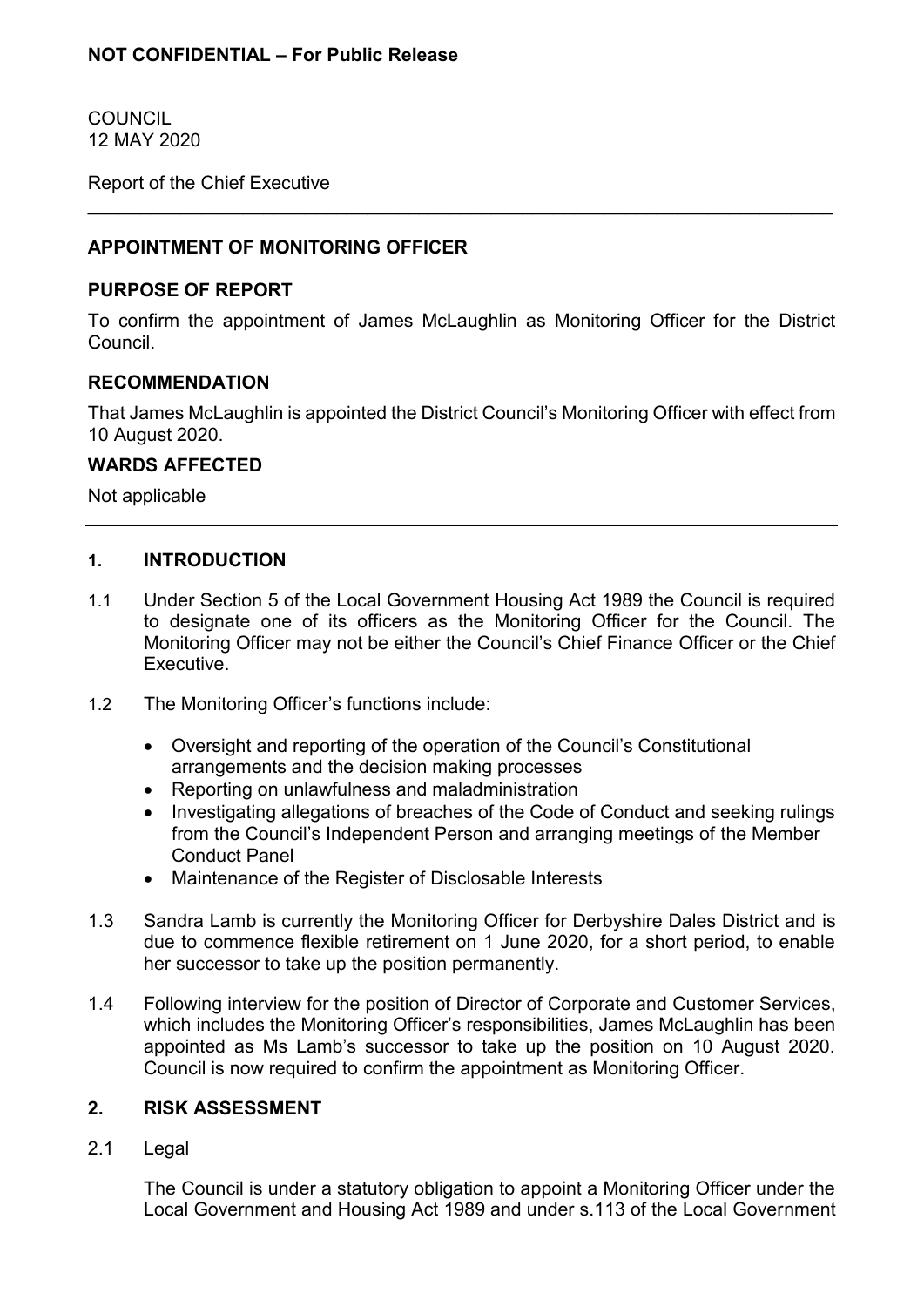**NOT CONFIDENTIAL – For Public Release**

COUNCIL
12 MAY 2020

Report of the Chief Executive

---

## APPOINTMENT OF MONITORING OFFICER

### PURPOSE OF REPORT

To confirm the appointment of James McLaughlin as Monitoring Officer for the District Council.

### RECOMMENDATION

That James McLaughlin is appointed the District Council's Monitoring Officer with effect from 10 August 2020.

### WARDS AFFECTED

Not applicable

---

### 1. INTRODUCTION

1.1 Under Section 5 of the Local Government Housing Act 1989 the Council is required to designate one of its officers as the Monitoring Officer for the Council. The Monitoring Officer may not be either the Council's Chief Finance Officer or the Chief Executive.

1.2 The Monitoring Officer's functions include:

- Oversight and reporting of the operation of the Council's Constitutional arrangements and the decision making processes
- Reporting on unlawfulness and maladministration
- Investigating allegations of breaches of the Code of Conduct and seeking rulings from the Council's Independent Person and arranging meetings of the Member Conduct Panel
- Maintenance of the Register of Disclosable Interests

1.3 Sandra Lamb is currently the Monitoring Officer for Derbyshire Dales District and is due to commence flexible retirement on 1 June 2020, for a short period, to enable her successor to take up the position permanently.

1.4 Following interview for the position of Director of Corporate and Customer Services, which includes the Monitoring Officer's responsibilities, James McLaughlin has been appointed as Ms Lamb's successor to take up the position on 10 August 2020. Council is now required to confirm the appointment as Monitoring Officer.

### 2. RISK ASSESSMENT

2.1 Legal

The Council is under a statutory obligation to appoint a Monitoring Officer under the Local Government and Housing Act 1989 and under s.113 of the Local Government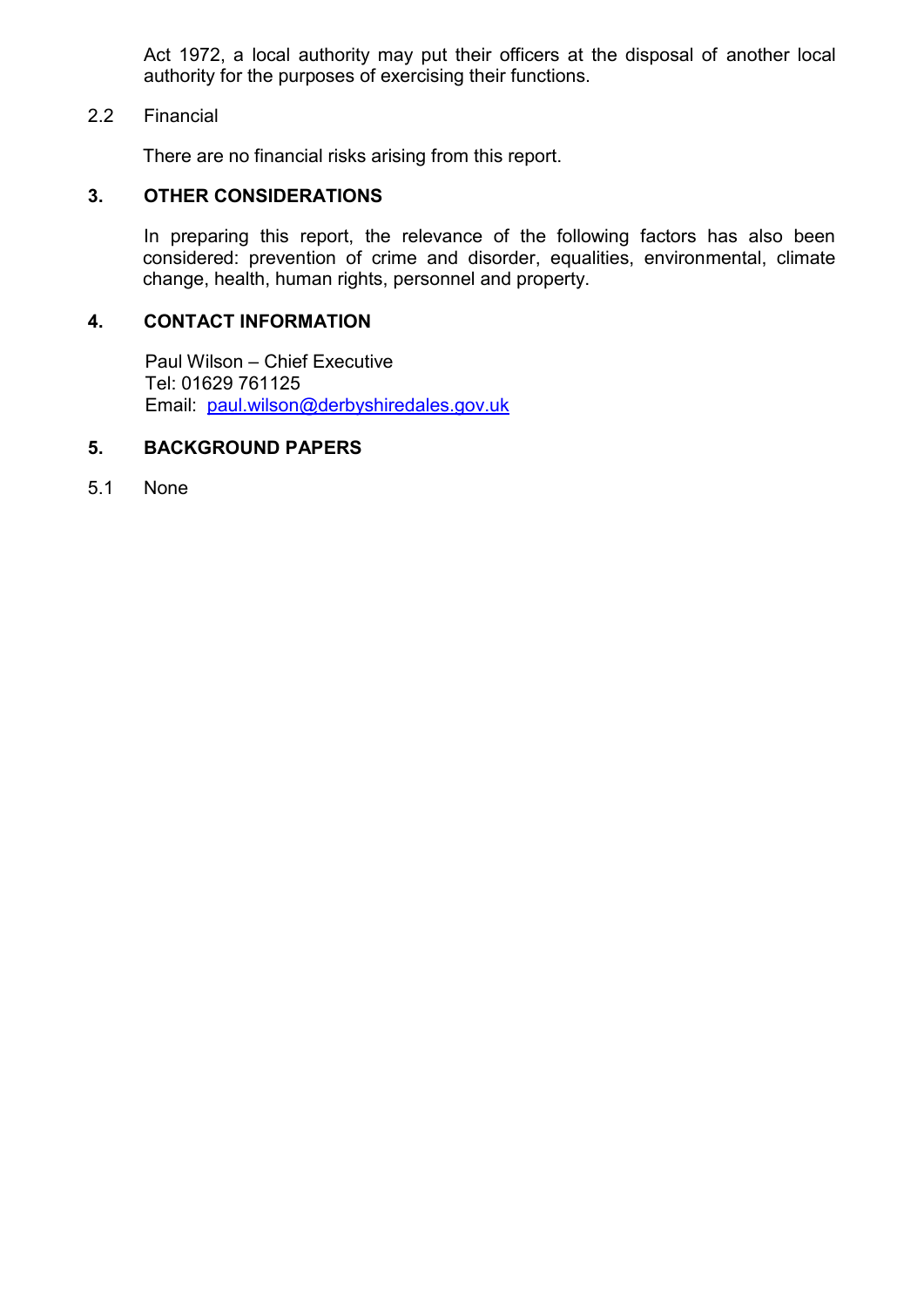Act 1972, a local authority may put their officers at the disposal of another local authority for the purposes of exercising their functions.

2.2 Financial

There are no financial risks arising from this report.

## 3. OTHER CONSIDERATIONS

In preparing this report, the relevance of the following factors has also been considered: prevention of crime and disorder, equalities, environmental, climate change, health, human rights, personnel and property.

## 4. CONTACT INFORMATION

Paul Wilson – Chief Executive
Tel: 01629 761125
Email: paul.wilson@derbyshiredales.gov.uk

## 5. BACKGROUND PAPERS

5.1 None